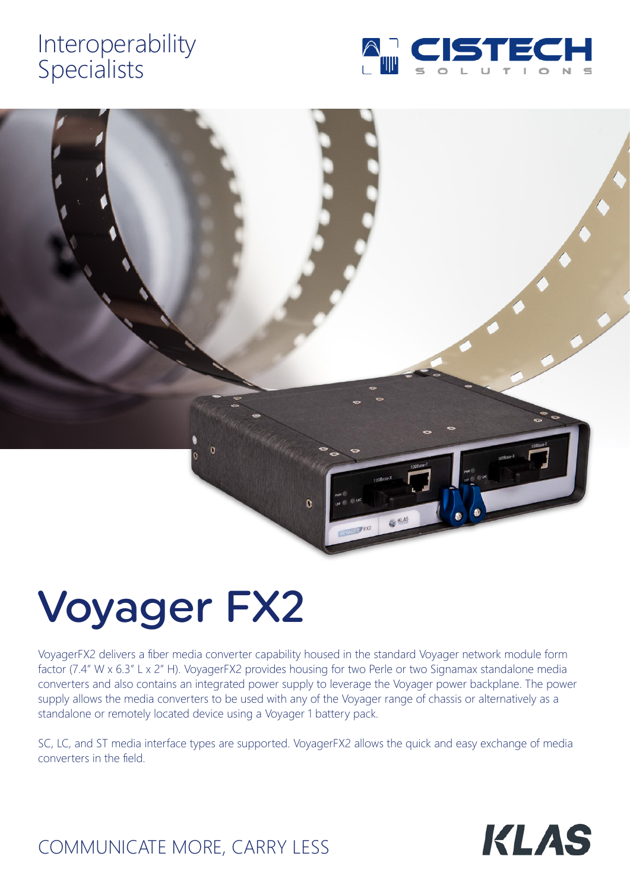Interoperability Specialists

CISTECH SOLUTIONS

# Voyager FX2

VoyagerFX2 delivers a fiber media converter capability housed in the standard Voyager network module form factor (7.4" W x 6.3" L x 2" H). VoyagerFX2 provides housing for two Perle or two Signamax standalone media converters and also contains an integrated power supply to leverage the Voyager power backplane. The power supply allows the media converters to be used with any of the Voyager range of chassis or alternatively as a standalone or remotely located device using a Voyager 1 battery pack.

SC, LC, and ST media interface types are supported. VoyagerFX2 allows the quick and easy exchange of media converters in the field.

COMMUNICATE MORE, CARRY LESS

KLAS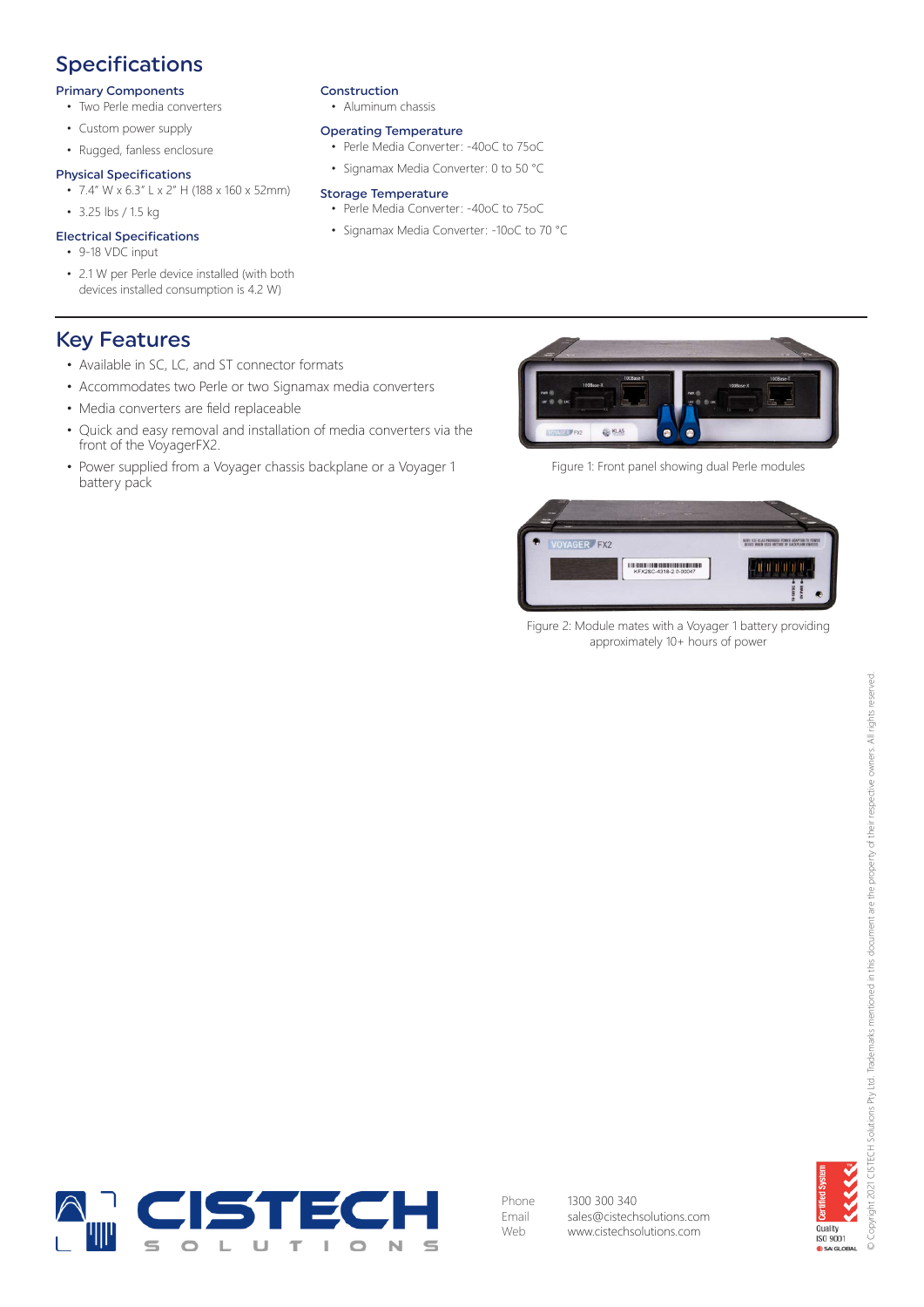# Specifications

### Primary Components

- Two Perle media converters
- Custom power supply
- Rugged, fanless enclosure

### Physical Specifications

- 7.4" W x 6.3" L x 2" H (188 x 160 x 52mm)
- 3.25 lbs / 1.5 kg

### Electrical Specifications

- 9-18 VDC input
- 2.1 W per Perle device installed (with both devices installed consumption is 4.2 W)

### Construction

- Aluminum chassis

### Operating Temperature

- Perle Media Converter: -40oC to 75oC
- Signamax Media Converter: 0 to 50 °C

### Storage Temperature

- Perle Media Converter: -40oC to 75oC
- Signamax Media Converter: -10oC to 70 °C

# Key Features

- Available in SC, LC, and ST connector formats
- Accommodates two Perle or two Signamax media converters
- Media converters are field replaceable
- Quick and easy removal and installation of media converters via the front of the VoyagerFX2.
- Power supplied from a Voyager chassis backplane or a Voyager 1 battery pack

Figure 1: Front panel showing dual Perle modules

Figure 2: Module mates with a Voyager 1 battery providing approximately 10+ hours of power

Phone 1300 300 340
Email sales@cistechsolutions.com
Web www.cistechsolutions.com

© Copyright 2021 CISTECH Solutions Pty Ltd. Trademarks mentioned in this document are the property of their respective owners. All rights reserved.